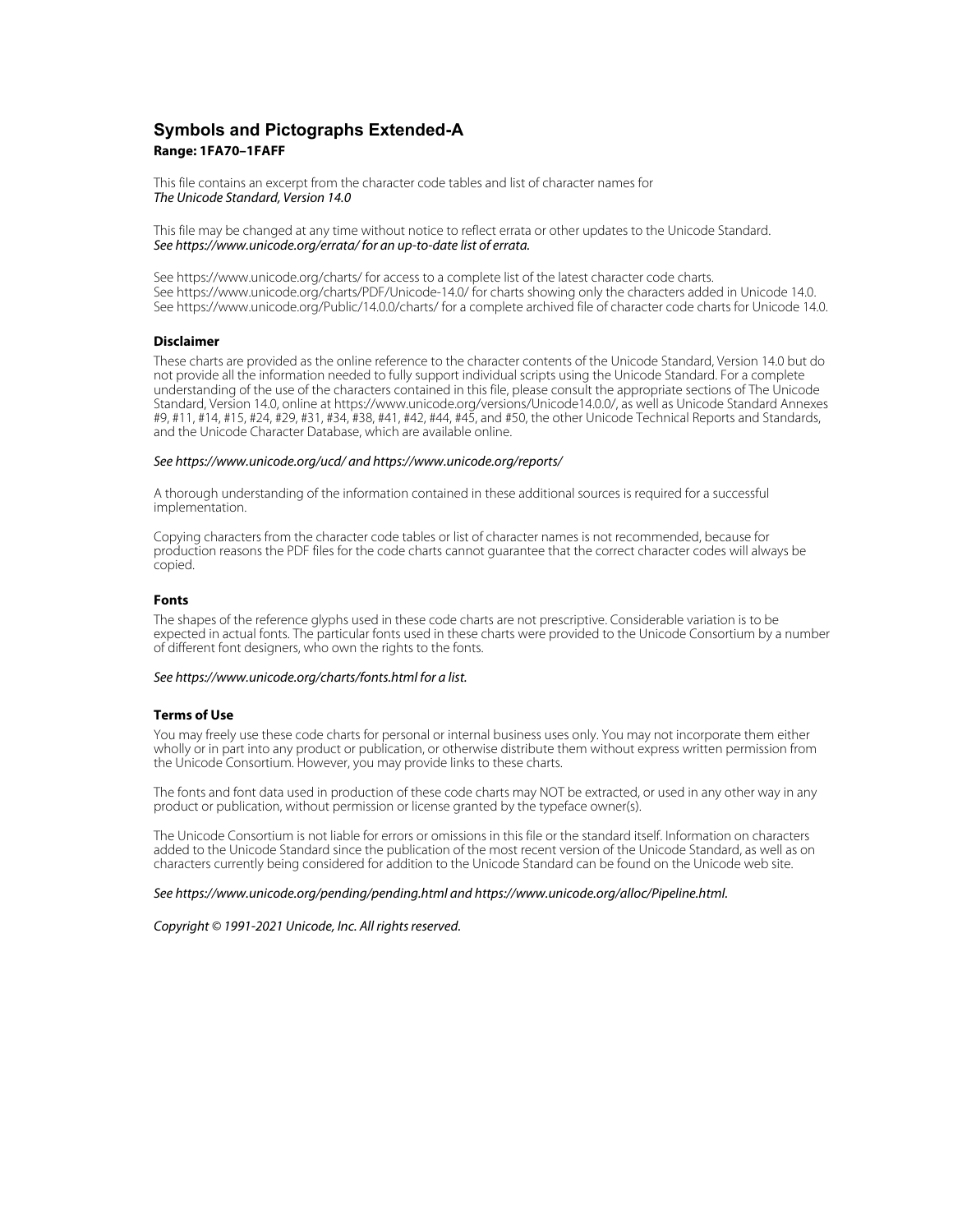# Symbols and Pictographs Extended-A

**Range: 1FA70–1FAFF**

This file contains an excerpt from the character code tables and list of character names for
*The Unicode Standard, Version 14.0*

This file may be changed at any time without notice to reflect errata or other updates to the Unicode Standard.
*See https://www.unicode.org/errata/ for an up-to-date list of errata.*

See https://www.unicode.org/charts/ for access to a complete list of the latest character code charts.
See https://www.unicode.org/charts/PDF/Unicode-14.0/ for charts showing only the characters added in Unicode 14.0.
See https://www.unicode.org/Public/14.0.0/charts/ for a complete archived file of character code charts for Unicode 14.0.

### Disclaimer

These charts are provided as the online reference to the character contents of the Unicode Standard, Version 14.0 but do not provide all the information needed to fully support individual scripts using the Unicode Standard. For a complete understanding of the use of the characters contained in this file, please consult the appropriate sections of The Unicode Standard, Version 14.0, online at https://www.unicode.org/versions/Unicode14.0.0/, as well as Unicode Standard Annexes #9, #11, #14, #15, #24, #29, #31, #34, #38, #41, #42, #44, #45, and #50, the other Unicode Technical Reports and Standards, and the Unicode Character Database, which are available online.

*See https://www.unicode.org/ucd/ and https://www.unicode.org/reports/*

A thorough understanding of the information contained in these additional sources is required for a successful implementation.

Copying characters from the character code tables or list of character names is not recommended, because for production reasons the PDF files for the code charts cannot guarantee that the correct character codes will always be copied.

### Fonts

The shapes of the reference glyphs used in these code charts are not prescriptive. Considerable variation is to be expected in actual fonts. The particular fonts used in these charts were provided to the Unicode Consortium by a number of different font designers, who own the rights to the fonts.

*See https://www.unicode.org/charts/fonts.html for a list.*

### Terms of Use

You may freely use these code charts for personal or internal business uses only. You may not incorporate them either wholly or in part into any product or publication, or otherwise distribute them without express written permission from the Unicode Consortium. However, you may provide links to these charts.

The fonts and font data used in production of these code charts may NOT be extracted, or used in any other way in any product or publication, without permission or license granted by the typeface owner(s).

The Unicode Consortium is not liable for errors or omissions in this file or the standard itself. Information on characters added to the Unicode Standard since the publication of the most recent version of the Unicode Standard, as well as on characters currently being considered for addition to the Unicode Standard can be found on the Unicode web site.

*See https://www.unicode.org/pending/pending.html and https://www.unicode.org/alloc/Pipeline.html.*

*Copyright © 1991-2021 Unicode, Inc. All rights reserved.*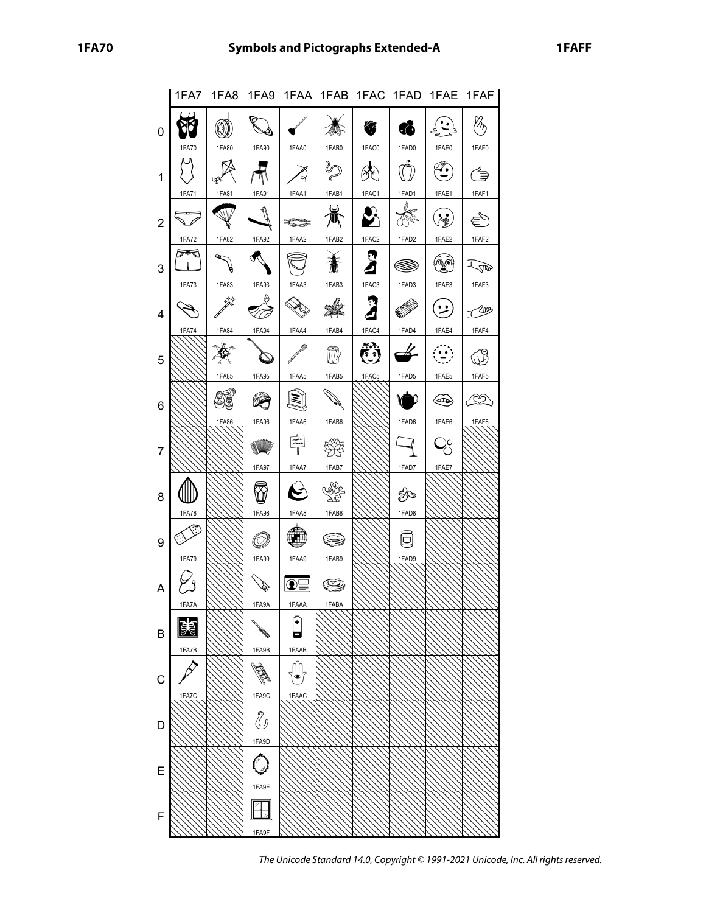# Symbols and Pictographs Extended-A

|   | 1FA7 | 1FA8 | 1FA9 | 1FAA | 1FAB | 1FAC | 1FAD | 1FAE | 1FAF |
|---|---|---|---|---|---|---|---|---|---|
| 0 | 1FA70 | 1FA80 | 1FA90 | 1FAA0 | 1FAB0 | 1FAC0 | 1FAD0 | 1FAE0 | 1FAF0 |
| 1 | 1FA71 | 1FA81 | 1FA91 | 1FAA1 | 1FAB1 | 1FAC1 | 1FAD1 | 1FAE1 | 1FAF1 |
| 2 | 1FA72 | 1FA82 | 1FA92 | 1FAA2 | 1FAB2 | 1FAC2 | 1FAD2 | 1FAE2 | 1FAF2 |
| 3 | 1FA73 | 1FA83 | 1FA93 | 1FAA3 | 1FAB3 | 1FAC3 | 1FAD3 | 1FAE3 | 1FAF3 |
| 4 | 1FA74 | 1FA84 | 1FA94 | 1FAA4 | 1FAB4 | 1FAC4 | 1FAD4 | 1FAE4 | 1FAF4 |
| 5 | | 1FA85 | 1FA95 | 1FAA5 | 1FAB5 | 1FAC5 | 1FAD5 | 1FAE5 | 1FAF5 |
| 6 | | 1FA86 | 1FA96 | 1FAA6 | 1FAB6 | | 1FAD6 | 1FAE6 | 1FAF6 |
| 7 | | | 1FA97 | 1FAA7 | 1FAB7 | | 1FAD7 | 1FAE7 | |
| 8 | 1FA78 | | 1FA98 | 1FAA8 | 1FAB8 | | 1FAD8 | | |
| 9 | 1FA79 | | 1FA99 | 1FAA9 | 1FAB9 | | 1FAD9 | | |
| A | 1FA7A | | 1FA9A | 1FAAA | 1FABA | | | | |
| B | 1FA7B | | 1FA9B | 1FAAB | | | | | |
| C | 1FA7C | | 1FA9C | 1FAAC | | | | | |
| D | | | 1FA9D | | | | | | |
| E | | | 1FA9E | | | | | | |
| F | | | 1FA9F | | | | | | |

*The Unicode Standard 14.0, Copyright © 1991-2021 Unicode, Inc. All rights reserved.*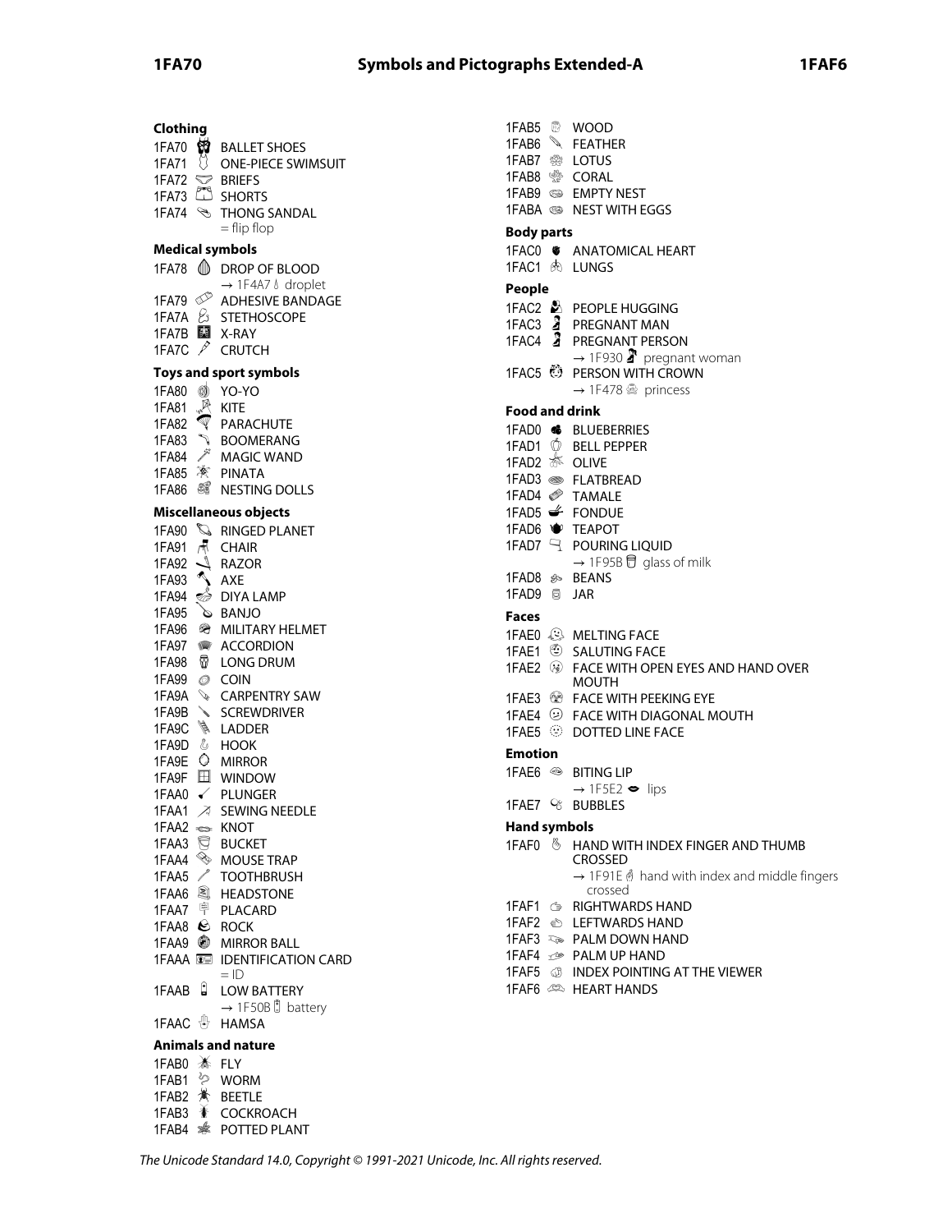### Clothing

1FA70 🩰 BALLET SHOES
1FA71 🩱 ONE-PIECE SWIMSUIT
1FA72 🩲 BRIEFS
1FA73 🩳 SHORTS
1FA74 🩴 THONG SANDAL
= flip flop

### Medical symbols

1FA78 🩸 DROP OF BLOOD
→ 1F4A7 💧 droplet
1FA79 🩹 ADHESIVE BANDAGE
1FA7A 🩺 STETHOSCOPE
1FA7B 🩻 X-RAY
1FA7C 🩼 CRUTCH

### Toys and sport symbols

1FA80 🪀 YO-YO
1FA81 🪁 KITE
1FA82 🪂 PARACHUTE
1FA83 🪃 BOOMERANG
1FA84 🪄 MAGIC WAND
1FA85 🪅 PINATA
1FA86 🪆 NESTING DOLLS

### Miscellaneous objects

1FA90 🪐 RINGED PLANET
1FA91 🪑 CHAIR
1FA92 🪒 RAZOR
1FA93 🪓 AXE
1FA94 🪔 DIYA LAMP
1FA95 🪕 BANJO
1FA96 🪖 MILITARY HELMET
1FA97 🪗 ACCORDION
1FA98 🪘 LONG DRUM
1FA99 🪙 COIN
1FA9A 🪚 CARPENTRY SAW
1FA9B 🪛 SCREWDRIVER
1FA9C 🪜 LADDER
1FA9D 🪝 HOOK
1FA9E 🪞 MIRROR
1FA9F 🪟 WINDOW
1FAA0 🪠 PLUNGER
1FAA1 🪡 SEWING NEEDLE
1FAA2 🪢 KNOT
1FAA3 🪣 BUCKET
1FAA4 🪤 MOUSE TRAP
1FAA5 🪥 TOOTHBRUSH
1FAA6 🪦 HEADSTONE
1FAA7 🪧 PLACARD
1FAA8 🪨 ROCK
1FAA9 🪩 MIRROR BALL
1FAAA 🪪 IDENTIFICATION CARD
= ID
1FAAB 🪫 LOW BATTERY
→ 1F50B 🔋 battery
1FAAC 🪬 HAMSA

### Animals and nature

1FAB0 🪰 FLY
1FAB1 🪱 WORM
1FAB2 🪲 BEETLE
1FAB3 🪳 COCKROACH
1FAB4 🪴 POTTED PLANT
1FAB5 🪵 WOOD
1FAB6 🪶 FEATHER
1FAB7 🪷 LOTUS
1FAB8 🪸 CORAL
1FAB9 🪹 EMPTY NEST
1FABA 🪺 NEST WITH EGGS

### Body parts

1FAC0 🫀 ANATOMICAL HEART
1FAC1 🫁 LUNGS

### People

1FAC2 🫂 PEOPLE HUGGING
1FAC3 🫃 PREGNANT MAN
1FAC4 🫄 PREGNANT PERSON
→ 1F930 🤰 pregnant woman
1FAC5 🫅 PERSON WITH CROWN
→ 1F478 👸 princess

### Food and drink

1FAD0 🫐 BLUEBERRIES
1FAD1 🫑 BELL PEPPER
1FAD2 🫒 OLIVE
1FAD3 🫓 FLATBREAD
1FAD4 🫔 TAMALE
1FAD5 🫕 FONDUE
1FAD6 🫖 TEAPOT
1FAD7 🫗 POURING LIQUID
→ 1F95B 🥛 glass of milk
1FAD8 🫘 BEANS
1FAD9 🫙 JAR

### Faces

1FAE0 🫠 MELTING FACE
1FAE1 🫡 SALUTING FACE
1FAE2 🫢 FACE WITH OPEN EYES AND HAND OVER MOUTH
1FAE3 🫣 FACE WITH PEEKING EYE
1FAE4 🫤 FACE WITH DIAGONAL MOUTH
1FAE5 🫥 DOTTED LINE FACE

### Emotion

1FAE6 🫦 BITING LIP
→ 1F5E2 🗢 lips
1FAE7 🫧 BUBBLES

### Hand symbols

1FAF0 🫰 HAND WITH INDEX FINGER AND THUMB CROSSED
→ 1F91E 🤞 hand with index and middle fingers crossed
1FAF1 🫱 RIGHTWARDS HAND
1FAF2 🫲 LEFTWARDS HAND
1FAF3 🫳 PALM DOWN HAND
1FAF4 🫴 PALM UP HAND
1FAF5 🫵 INDEX POINTING AT THE VIEWER
1FAF6 🫶 HEART HANDS